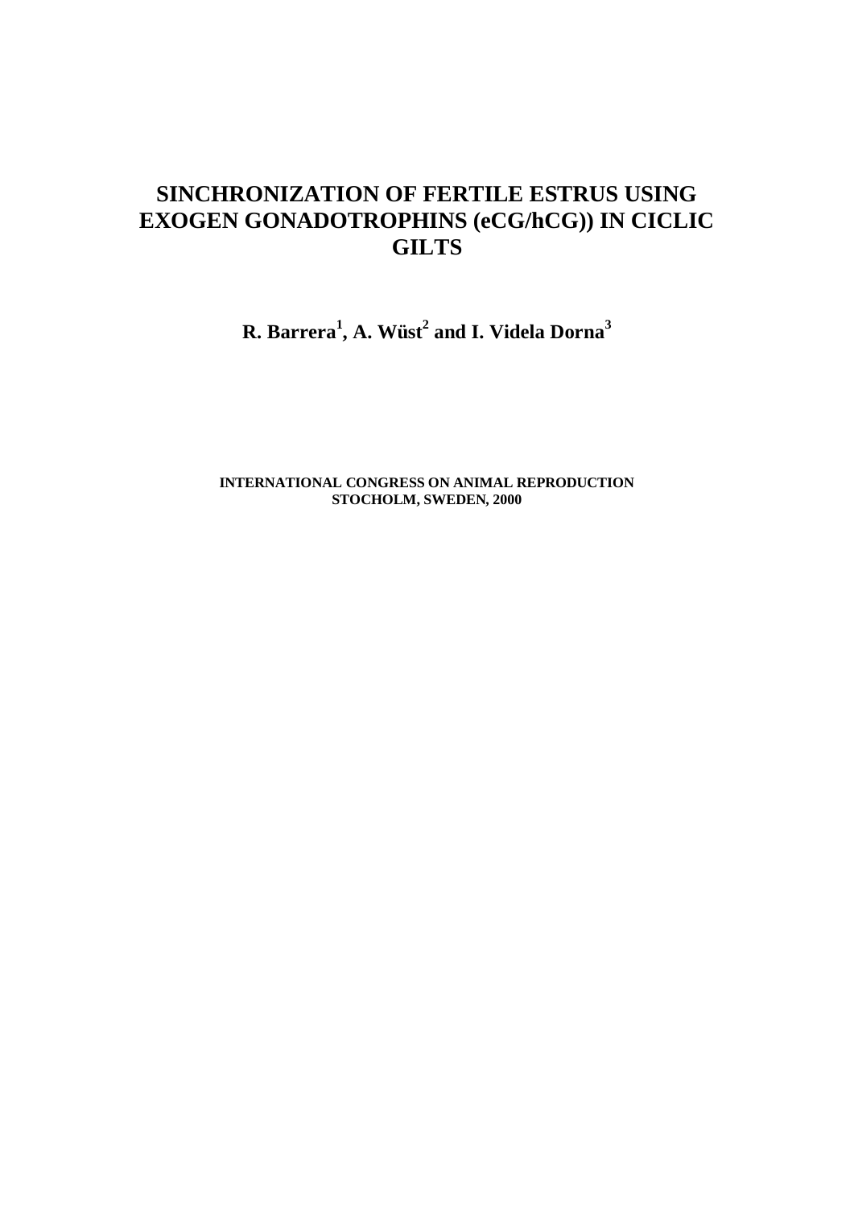# SINCHRONIZATION OF FERTILE ESTRUS USING EXOGEN GONADOTROPHINS (eCG/hCG)) IN CICLIC GILTS

**R. Barrera[1], A. Wüst[2] and I. Videla Dorna[3]**

**INTERNATIONAL CONGRESS ON ANIMAL REPRODUCTION**
**STOCHOLM, SWEDEN, 2000**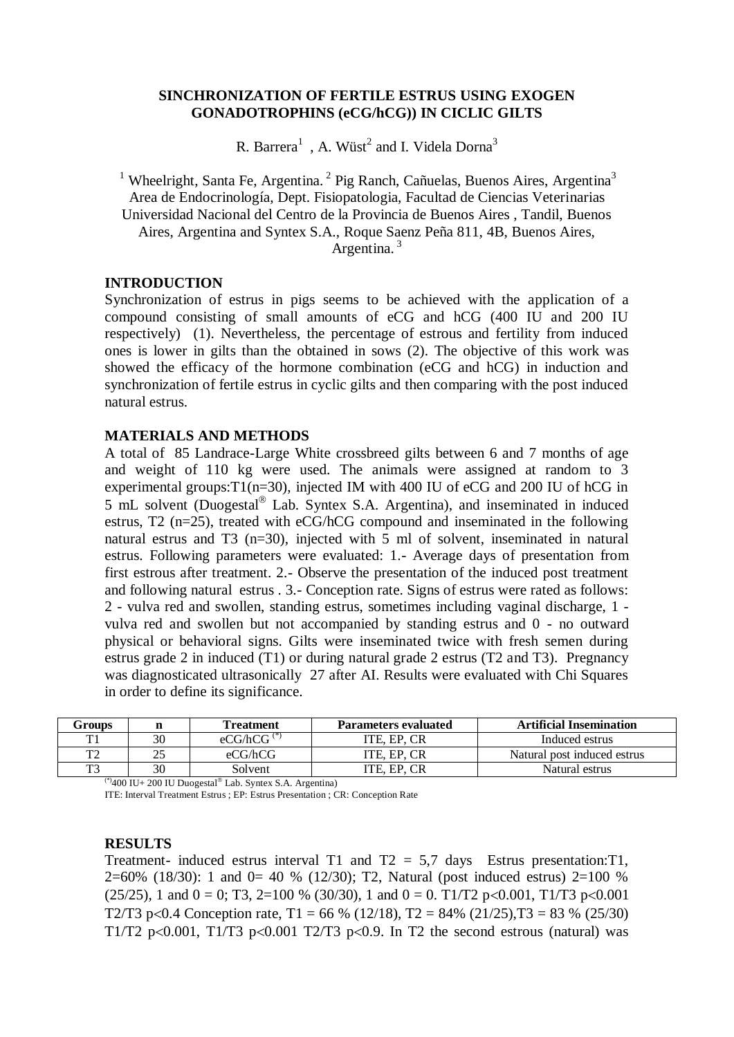**SINCHRONIZATION OF FERTILE ESTRUS USING EXOGEN GONADOTROPHINS (eCG/hCG)) IN CICLIC GILTS**

R. Barrera[1] , A. Wüst[2] and I. Videla Dorna[3]

[1] Wheelright, Santa Fe, Argentina. [2] Pig Ranch, Cañuelas, Buenos Aires, Argentina[3] Area de Endocrinología, Dept. Fisiopatologia, Facultad de Ciencias Veterinarias Universidad Nacional del Centro de la Provincia de Buenos Aires , Tandil, Buenos Aires, Argentina and Syntex S.A., Roque Saenz Peña 811, 4B, Buenos Aires, Argentina. [3]

## INTRODUCTION

Synchronization of estrus in pigs seems to be achieved with the application of a compound consisting of small amounts of eCG and hCG (400 IU and 200 IU respectively) (1). Nevertheless, the percentage of estrous and fertility from induced ones is lower in gilts than the obtained in sows (2). The objective of this work was showed the efficacy of the hormone combination (eCG and hCG) in induction and synchronization of fertile estrus in cyclic gilts and then comparing with the post induced natural estrus.

## MATERIALS AND METHODS

A total of 85 Landrace-Large White crossbreed gilts between 6 and 7 months of age and weight of 110 kg were used. The animals were assigned at random to 3 experimental groups:T1(n=30), injected IM with 400 IU of eCG and 200 IU of hCG in 5 mL solvent (Duogestal® Lab. Syntex S.A. Argentina), and inseminated in induced estrus, T2 (n=25), treated with eCG/hCG compound and inseminated in the following natural estrus and T3 (n=30), injected with 5 ml of solvent, inseminated in natural estrus. Following parameters were evaluated: 1.- Average days of presentation from first estrous after treatment. 2.- Observe the presentation of the induced post treatment and following natural estrus . 3.- Conception rate. Signs of estrus were rated as follows: 2 - vulva red and swollen, standing estrus, sometimes including vaginal discharge, 1 - vulva red and swollen but not accompanied by standing estrus and 0 - no outward physical or behavioral signs. Gilts were inseminated twice with fresh semen during estrus grade 2 in induced (T1) or during natural grade 2 estrus (T2 and T3). Pregnancy was diagnosticated ultrasonically 27 after AI. Results were evaluated with Chi Squares in order to define its significance.

| Groups | n | Treatment | Parameters evaluated | Artificial Insemination |
|---|---|---|---|---|
| T1 | 30 | eCG/hCG (*) | ITE, EP, CR | Induced estrus |
| T2 | 25 | eCG/hCG | ITE, EP, CR | Natural post induced estrus |
| T3 | 30 | Solvent | ITE, EP, CR | Natural estrus |

(*)400 IU+ 200 IU Duogestal® Lab. Syntex S.A. Argentina)

ITE: Interval Treatment Estrus ; EP: Estrus Presentation ; CR: Conception Rate

## RESULTS

Treatment- induced estrus interval T1 and T2 = 5,7 days Estrus presentation:T1, 2=60% (18/30): 1 and 0= 40 % (12/30); T2, Natural (post induced estrus) 2=100 % (25/25), 1 and 0 = 0; T3, 2=100 % (30/30), 1 and 0 = 0. T1/T2 $p<0.001$, T1/T3 $p<0.001$ T2/T3 $p<0.4$ Conception rate, T1 = 66 % (12/18), T2 = 84% (21/25),T3 = 83 % (25/30) T1/T2 $p<0.001$, T1/T3 $p<0.001$ T2/T3 $p<0.9$. In T2 the second estrous (natural) was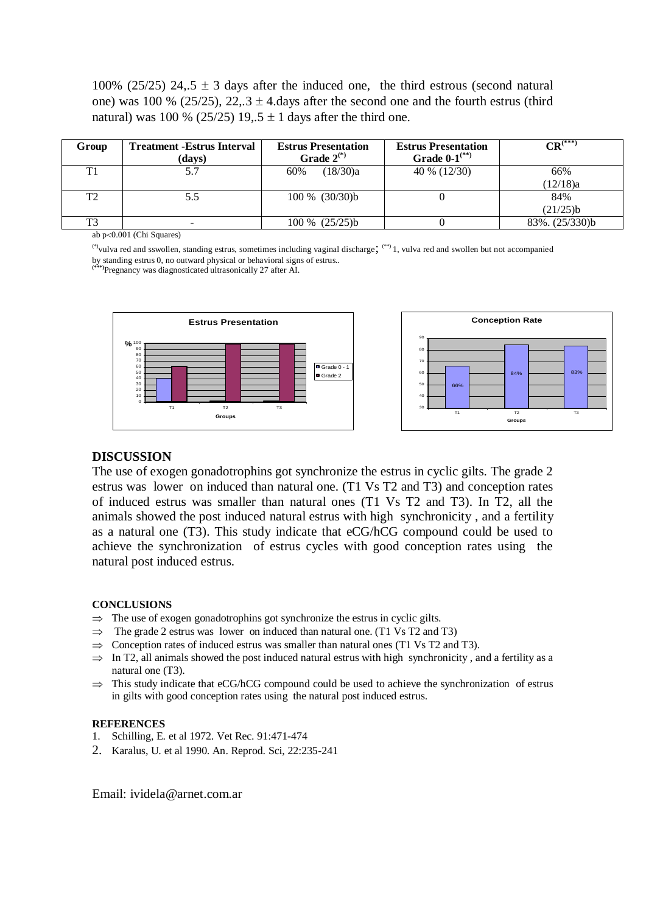100% (25/25) 24,.5 ± 3 days after the induced one, the third estrous (second natural one) was 100 % (25/25), 22,.3 ± 4.days after the second one and the fourth estrus (third natural) was 100 % (25/25) 19,.5 ± 1 days after the third one.

| Group | Treatment -Estrus Interval (days) | Estrus Presentation Grade 2(*) | Estrus Presentation Grade 0-1(**) | CR(***) |
|---|---|---|---|---|
| T1 | 5.7 | 60% (18/30)a | 40 % (12/30) | 66% (12/18)a |
| T2 | 5.5 | 100 % (30/30)b | 0 | 84% (21/25)b |
| T3 | - | 100 % (25/25)b | 0 | 83%. (25/330)b |

ab $p<0.001$ (Chi Squares)

(*)vulva red and sswollen, standing estrus, sometimes including vaginal discharge; (**) 1, vulva red and swollen but not accompanied by standing estrus 0, no outward physical or behavioral signs of estrus..
(***)Pregnancy was diagnosticated ultrasonically 27 after AI.

Estrus Presentation

%

Grade 0 - 1
Grade 2

T1 T2 T3

Groups

Conception Rate

66% 84% 83%

T1 T2 T3

Groups

## DISCUSSION

The use of exogen gonadotrophins got synchronize the estrus in cyclic gilts. The grade 2 estrus was lower on induced than natural one. (T1 Vs T2 and T3) and conception rates of induced estrus was smaller than natural ones (T1 Vs T2 and T3). In T2, all the animals showed the post induced natural estrus with high synchronicity , and a fertility as a natural one (T3). This study indicate that eCG/hCG compound could be used to achieve the synchronization of estrus cycles with good conception rates using the natural post induced estrus.

### CONCLUSIONS

- ⇒ The use of exogen gonadotrophins got synchronize the estrus in cyclic gilts.
- ⇒ The grade 2 estrus was lower on induced than natural one. (T1 Vs T2 and T3)
- ⇒ Conception rates of induced estrus was smaller than natural ones (T1 Vs T2 and T3).
- ⇒ In T2, all animals showed the post induced natural estrus with high synchronicity , and a fertility as a natural one (T3).
- ⇒ This study indicate that eCG/hCG compound could be used to achieve the synchronization of estrus in gilts with good conception rates using the natural post induced estrus.

### REFERENCES

1. Schilling, E. et al 1972. Vet Rec. 91:471-474
2. Karalus, U. et al 1990. An. Reprod. Sci, 22:235-241

Email: ividela@arnet.com.ar